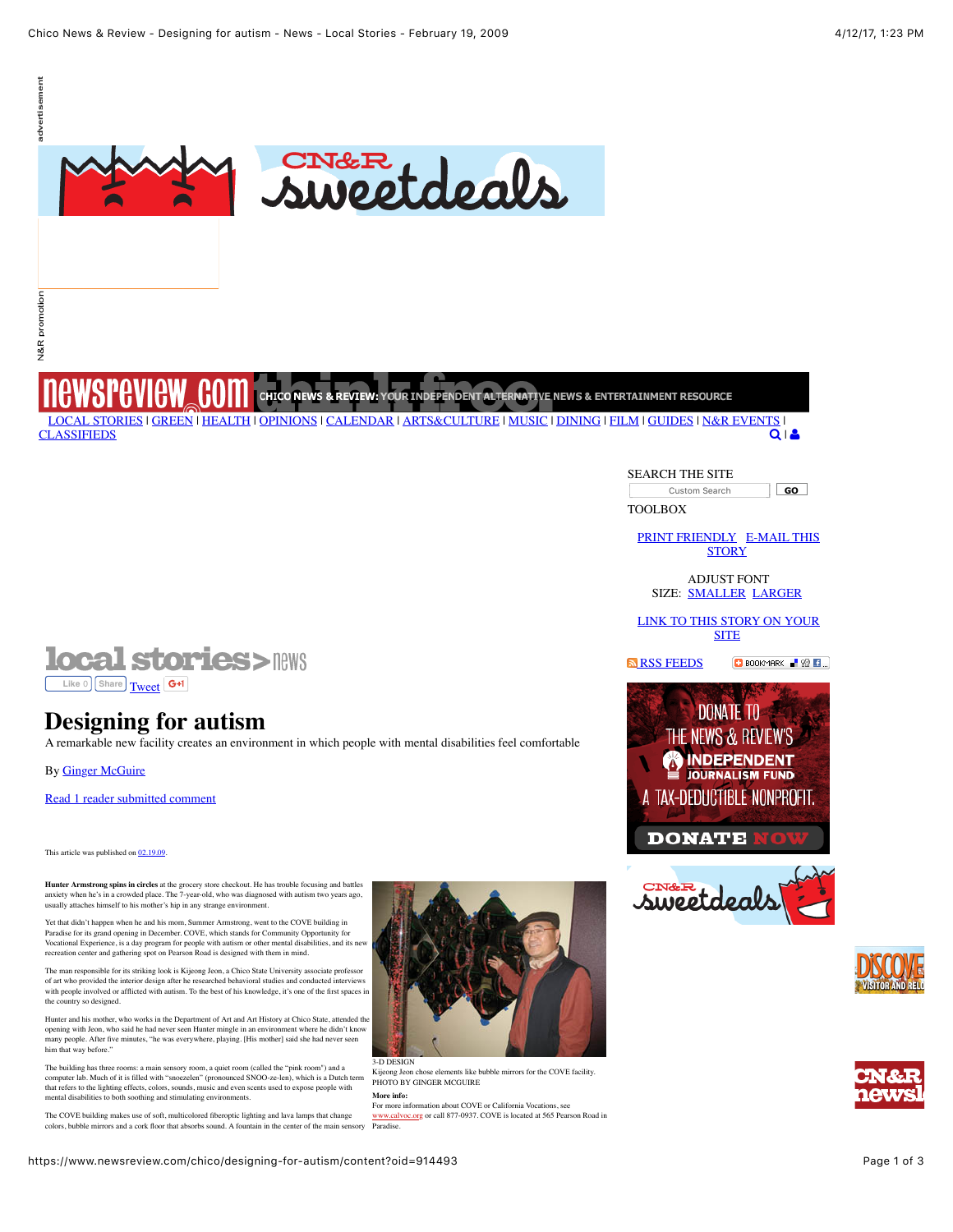advertisement

N&R promotion

CHICO NEWS & REVIEW: YOUR INDEPENDENT ALTERNATIVE NEWS & ENTERTAINMENT RESOURCE

LOCAL STORIES | GREEN | HEALTH | OPINIONS | CALENDAR | ARTS&CULTURE | MUSIC | DINING | FILM | GUIDES | N&R EVENTS | CLASSIFIEDS

SEARCH THE SITE

TOOLBOX

PRINT FRIENDLY E-MAIL THIS STORY

ADJUST FONT SIZE: SMALLER LARGER

LINK TO THIS STORY ON YOUR SITE

RSS FEEDS

local stories > news

# Designing for autism

A remarkable new facility creates an environment in which people with mental disabilities feel comfortable

By Ginger McGuire

Read 1 reader submitted comment

This article was published on 02.19.09.

**Hunter Armstrong spins in circles** at the grocery store checkout. He has trouble focusing and battles anxiety when he's in a crowded place. The 7-year-old, who was diagnosed with autism two years ago, usually attaches himself to his mother's hip in any strange environment.

Yet that didn't happen when he and his mom, Summer Armstrong, went to the COVE building in Paradise for its grand opening in December. COVE, which stands for Community Opportunity for Vocational Experience, is a day program for people with autism or other mental disabilities, and its new recreation center and gathering spot on Pearson Road is designed with them in mind.

The man responsible for its striking look is Kijeong Jeon, a Chico State University associate professor of art who provided the interior design after he researched behavioral studies and conducted interviews with people involved or afflicted with autism. To the best of his knowledge, it's one of the first spaces in the country so designed.

Hunter and his mother, who works in the Department of Art and Art History at Chico State, attended the opening with Jeon, who said he had never seen Hunter mingle in an environment where he didn't know many people. After five minutes, "he was everywhere, playing. [His mother] said she had never seen him that way before."

The building has three rooms: a main sensory room, a quiet room (called the "pink room") and a computer lab. Much of it is filled with "snoezelen" (pronounced SNOO-ze-len), which is a Dutch term that refers to the lighting effects, colors, sounds, music and even scents used to expose people with mental disabilities to both soothing and stimulating environments.

The COVE building makes use of soft, multicolored fiberoptic lighting and lava lamps that change colors, bubble mirrors and a cork floor that absorbs sound. A fountain in the center of the main sensory

3-D DESIGN
Kijeong Jeon chose elements like bubble mirrors for the COVE facility.
PHOTO BY GINGER MCGUIRE

**More info:**
For more information about COVE or California Vocations, see www.calvoc.org or call 877-0937. COVE is located at 565 Pearson Road in Paradise.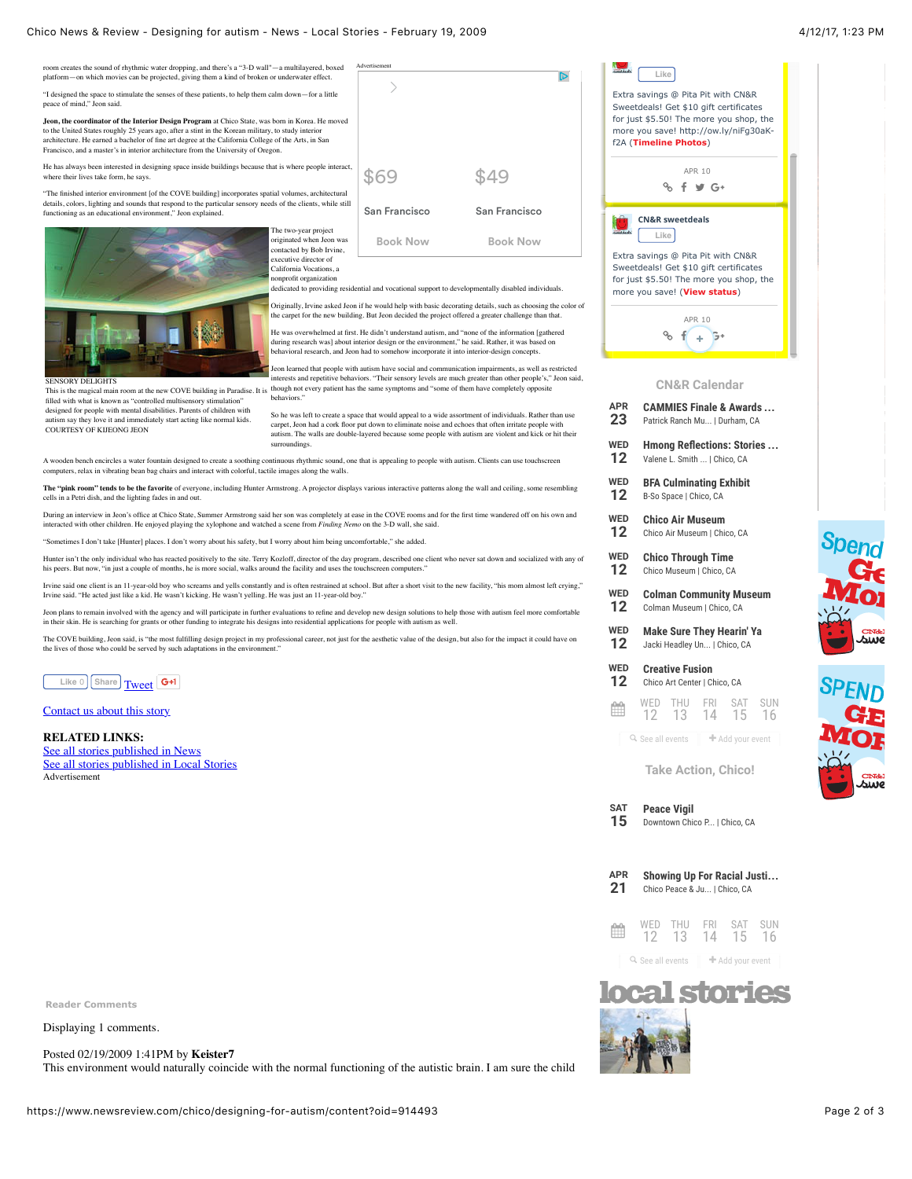room creates the sound of rhythmic water dropping, and there's a "3-D wall"—a multilayered, boxed platform—on which movies can be projected, giving them a kind of broken or underwater effect.

"I designed the space to stimulate the senses of these patients, to help them calm down—for a little peace of mind," Jeon said.

**Jeon, the coordinator of the Interior Design Program** at Chico State, was born in Korea. He moved to the United States roughly 25 years ago, after a stint in the Korean military, to study interior architecture. He earned a bachelor of fine art degree at the California College of the Arts, in San Francisco, and a master's in interior architecture from the University of Oregon.

He has always been interested in designing space inside buildings because that is where people interact, where their lives take form, he says.

"The finished interior environment [of the COVE building] incorporates spatial volumes, architectural details, colors, lighting and sounds that respond to the particular sensory needs of the clients, while still functioning as an educational environment," Jeon explained.

SENSORY DELIGHTS
This is the magical main room at the new COVE building in Paradise. It is filled with what is known as "controlled multisensory stimulation" designed for people with mental disabilities. Parents of children with autism say they love it and immediately start acting like normal kids.
COURTESY OF KIJEONG JEON

The two-year project originated when Jeon was contacted by Bob Irvine, executive director of California Vocations, a nonprofit organization dedicated to providing residential and vocational support to developmentally disabled individuals.

Originally, Irvine asked Jeon if he would help with basic decorating details, such as choosing the color of the carpet for the new building. But Jeon decided the project offered a greater challenge than that.

He was overwhelmed at first. He didn't understand autism, and "none of the information [gathered during research was] about interior design or the environment," he said. Rather, it was based on behavioral research, and Jeon had to somehow incorporate it into interior-design concepts.

Jeon learned that people with autism have social and communication impairments, as well as restricted interests and repetitive behaviors. "Their sensory levels are much greater than other people's," Jeon said, though not every patient has the same symptoms and "some of them have completely opposite behaviors."

So he was left to create a space that would appeal to a wide assortment of individuals. Rather than use carpet, Jeon had a cork floor put down to eliminate noise and echoes that often irritate people with autism. The walls are double-layered because some people with autism are violent and kick or hit their surroundings.

A wooden bench encircles a water fountain designed to create a soothing continuous rhythmic sound, one that is appealing to people with autism. Clients can use touchscreen computers, relax in vibrating bean bag chairs and interact with colorful, tactile images along the walls.

**The "pink room" tends to be the favorite** of everyone, including Hunter Armstrong. A projector displays various interactive patterns along the wall and ceiling, some resembling cells in a Petri dish, and the lighting fades in and out.

During an interview in Jeon's office at Chico State, Summer Armstrong said her son was completely at ease in the COVE rooms and for the first time wandered off on his own and interacted with other children. He enjoyed playing the xylophone and watched a scene from *Finding Nemo* on the 3-D wall, she said.

"Sometimes I don't take [Hunter] places. I don't worry about his safety, but I worry about him being uncomfortable," she added.

Hunter isn't the only individual who has reacted positively to the site. Terry Kozloff, director of the day program, described one client who never sat down and socialized with any of his peers. But now, "in just a couple of months, he is more social, walks around the facility and uses the touchscreen computers."

Irvine said one client is an 11-year-old boy who screams and yells constantly and is often restrained at school. But after a short visit to the new facility, "his mood almost left crying," Irvine said. "He acted just like a kid. He wasn't kicking. He wasn't yelling. He was just an 11-year-old boy."

Jeon plans to remain involved with the agency and will participate in further evaluations to refine and develop new design solutions to help those with autism feel more comfortable in their skin. He is searching for grants or other funding to integrate his designs into residential applications for people with autism as well.

The COVE building, Jeon said, is "the most fulfilling design project in my professional career, not just for the aesthetic value of the design, but also for the impact it could have on the lives of those who could be served by such adaptations in the environment."

Contact us about this story

**RELATED LINKS:**
See all stories published in News
See all stories published in Local Stories

Reader Comments

Displaying 1 comments.

Posted 02/19/2009 1:41PM by **Keister7**
This environment would naturally coincide with the normal functioning of the autistic brain. I am sure the child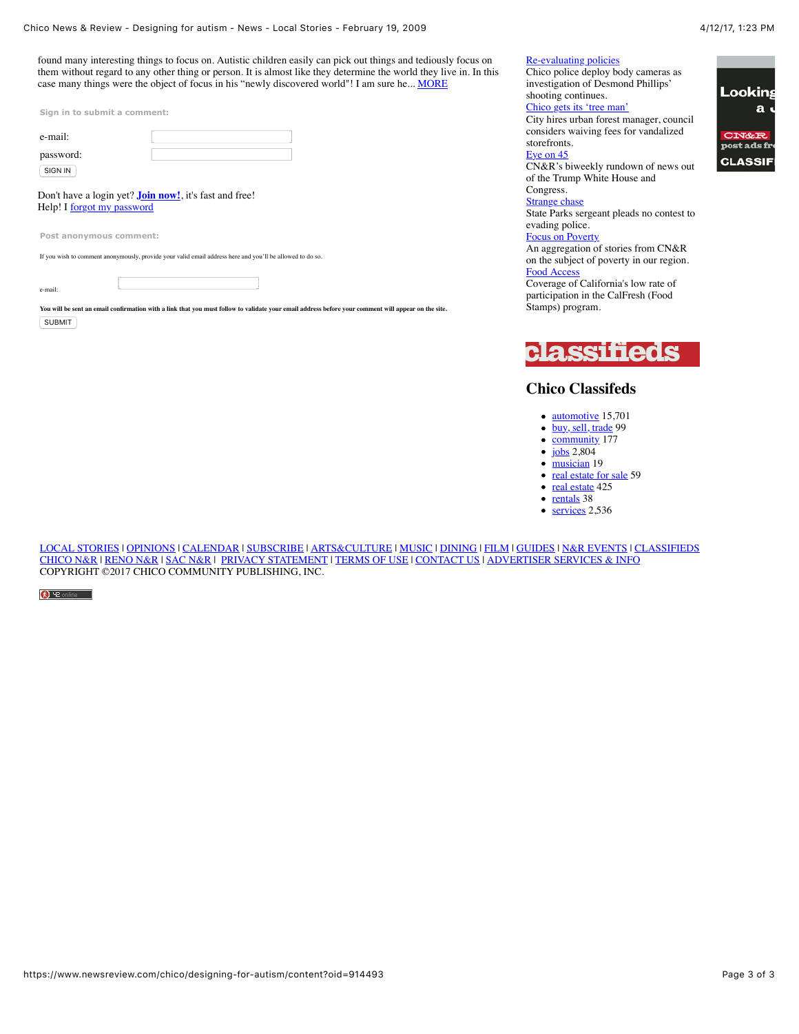found many interesting things to focus on. Autistic children easily can pick out things and tediously focus on them without regard to any other thing or person. It is almost like they determine the world they live in. In this case many things were the object of focus in his "newly discovered world"! I am sure he... MORE

**Sign in to submit a comment:**

e-mail:

password:

SIGN IN

Don't have a login yet? **Join now!**, it's fast and free!
Help! I forgot my password

**Post anonymous comment:**

If you wish to comment anonymously, provide your valid email address here and you'll be allowed to do so.

e-mail:

**You will be sent an email confirmation with a link that you must follow to validate your email address before your comment will appear on the site.**

SUBMIT

Re-evaluating policies
Chico police deploy body cameras as investigation of Desmond Phillips' shooting continues.

Chico gets its 'tree man'
City hires urban forest manager, council considers waiving fees for vandalized storefronts.

Eye on 45
CN&R's biweekly rundown of news out of the Trump White House and Congress.

Strange chase
State Parks sergeant pleads no contest to evading police.

Focus on Poverty
An aggregation of stories from CN&R on the subject of poverty in our region.

Food Access
Coverage of California's low rate of participation in the CalFresh (Food Stamps) program.

classifieds

## Chico Classifeds

- automotive 15,701
- buy, sell, trade 99
- community 177
- jobs 2,804
- musician 19
- real estate for sale 59
- real estate 425
- rentals 38
- services 2,536

LOCAL STORIES | OPINIONS | CALENDAR | SUBSCRIBE | ARTS&CULTURE | MUSIC | DINING | FILM | GUIDES | N&R EVENTS | CLASSIFIEDS
CHICO N&R | RENO N&R | SAC N&R | PRIVACY STATEMENT | TERMS OF USE | CONTACT US | ADVERTISER SERVICES & INFO
COPYRIGHT ©2017 CHICO COMMUNITY PUBLISHING, INC.